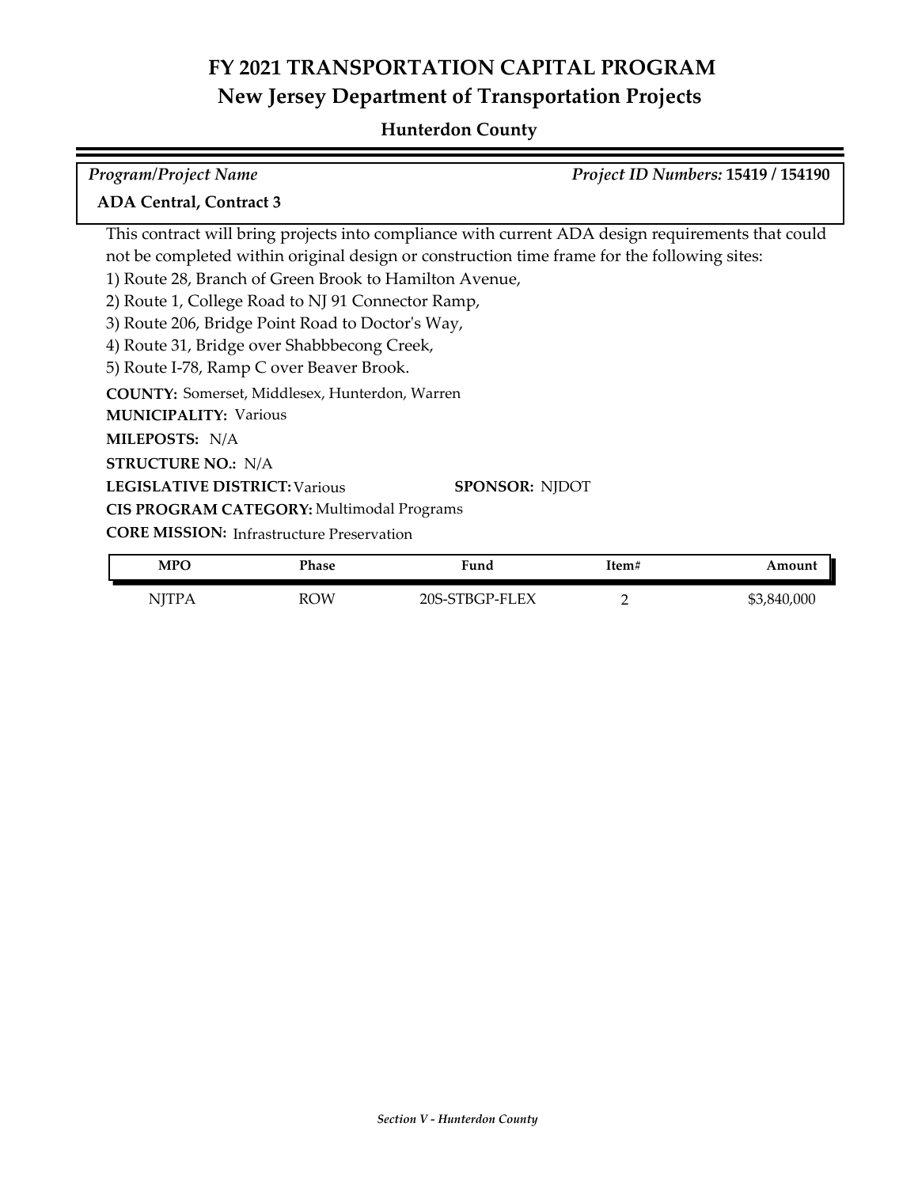# FY 2021 TRANSPORTATION CAPITAL PROGRAM
## New Jersey Department of Transportation Projects

### Hunterdon County

| *Program/Project Name* | *Project ID Numbers:* **15419 / 154190** |
|---|---|
| **ADA Central, Contract 3** | |

This contract will bring projects into compliance with current ADA design requirements that could not be completed within original design or construction time frame for the following sites:

1) Route 28, Branch of Green Brook to Hamilton Avenue,
2) Route 1, College Road to NJ 91 Connector Ramp,
3) Route 206, Bridge Point Road to Doctor's Way,
4) Route 31, Bridge over Shabbbecong Creek,
5) Route I-78, Ramp C over Beaver Brook.

**COUNTY:** Somerset, Middlesex, Hunterdon, Warren
**MUNICIPALITY:** Various
**MILEPOSTS:** N/A
**STRUCTURE NO.:** N/A
**LEGISLATIVE DISTRICT:** Various **SPONSOR:** NJDOT
**CIS PROGRAM CATEGORY:** Multimodal Programs
**CORE MISSION:** Infrastructure Preservation

| MPO | Phase | Fund | Item# | Amount |
|---|---|---|---|---|
| NJTPA | ROW | 20S-STBGP-FLEX | 2 | $3,840,000 |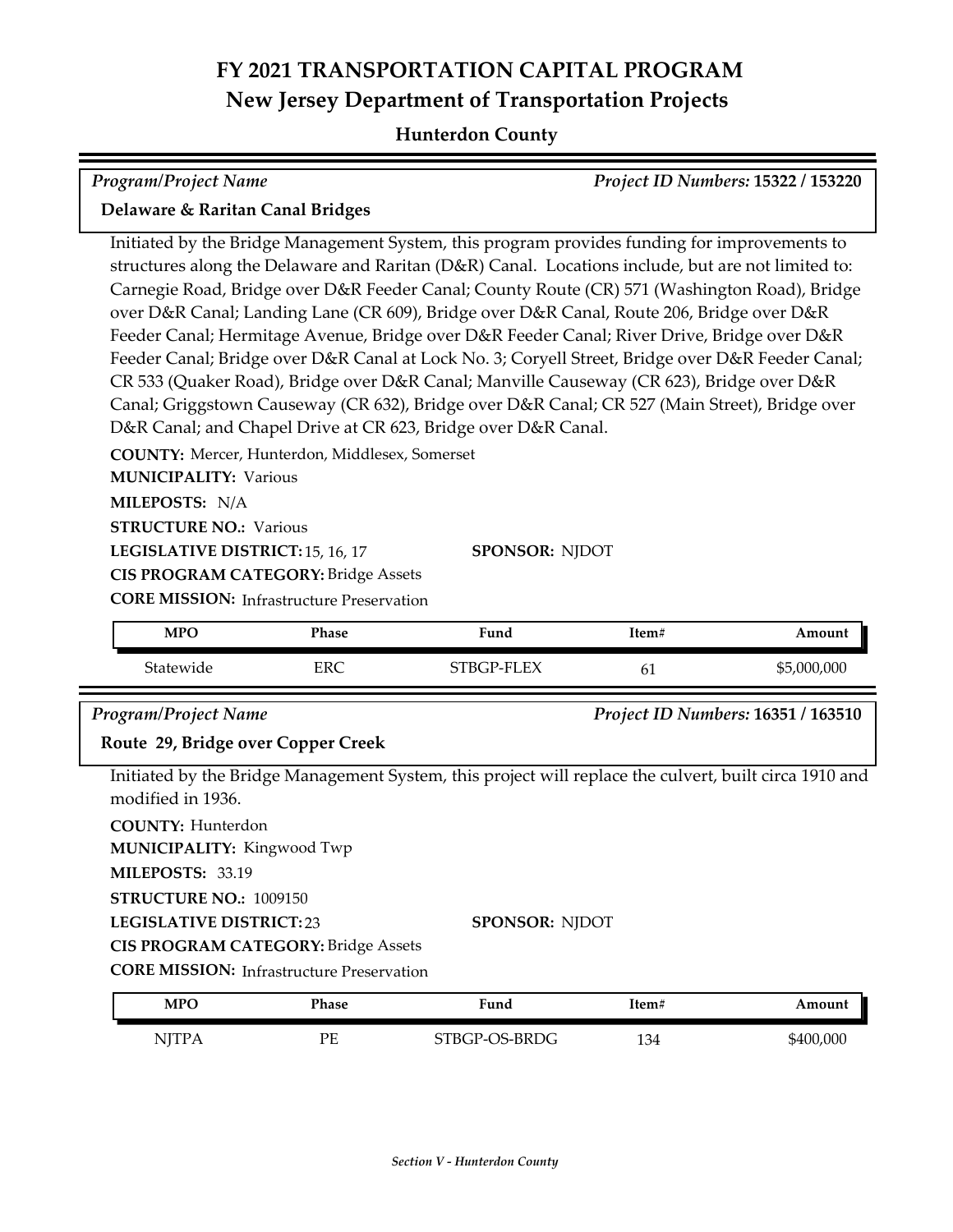# FY 2021 TRANSPORTATION CAPITAL PROGRAM
## New Jersey Department of Transportation Projects
### Hunterdon County

*Program/Project Name* | *Project ID Numbers:* **15322 / 153220**

**Delaware & Raritan Canal Bridges**

Initiated by the Bridge Management System, this program provides funding for improvements to structures along the Delaware and Raritan (D&R) Canal. Locations include, but are not limited to: Carnegie Road, Bridge over D&R Feeder Canal; County Route (CR) 571 (Washington Road), Bridge over D&R Canal; Landing Lane (CR 609), Bridge over D&R Canal, Route 206, Bridge over D&R Feeder Canal; Hermitage Avenue, Bridge over D&R Feeder Canal; River Drive, Bridge over D&R Feeder Canal; Bridge over D&R Canal at Lock No. 3; Coryell Street, Bridge over D&R Feeder Canal; CR 533 (Quaker Road), Bridge over D&R Canal; Manville Causeway (CR 623), Bridge over D&R Canal; Griggstown Causeway (CR 632), Bridge over D&R Canal; CR 527 (Main Street), Bridge over D&R Canal; and Chapel Drive at CR 623, Bridge over D&R Canal.

**COUNTY:** Mercer, Hunterdon, Middlesex, Somerset
**MUNICIPALITY:** Various
**MILEPOSTS:** N/A
**STRUCTURE NO.:** Various
**LEGISLATIVE DISTRICT:** 15, 16, 17 **SPONSOR:** NJDOT
**CIS PROGRAM CATEGORY:** Bridge Assets
**CORE MISSION:** Infrastructure Preservation

| MPO | Phase | Fund | Item# | Amount |
|---|---|---|---|---|
| Statewide | ERC | STBGP-FLEX | 61 | $5,000,000 |

*Program/Project Name* | *Project ID Numbers:* **16351 / 163510**

**Route 29, Bridge over Copper Creek**

Initiated by the Bridge Management System, this project will replace the culvert, built circa 1910 and modified in 1936.

**COUNTY:** Hunterdon
**MUNICIPALITY:** Kingwood Twp
**MILEPOSTS:** 33.19
**STRUCTURE NO.:** 1009150
**LEGISLATIVE DISTRICT:** 23 **SPONSOR:** NJDOT
**CIS PROGRAM CATEGORY:** Bridge Assets
**CORE MISSION:** Infrastructure Preservation

| MPO | Phase | Fund | Item# | Amount |
|---|---|---|---|---|
| NJTPA | PE | STBGP-OS-BRDG | 134 | $400,000 |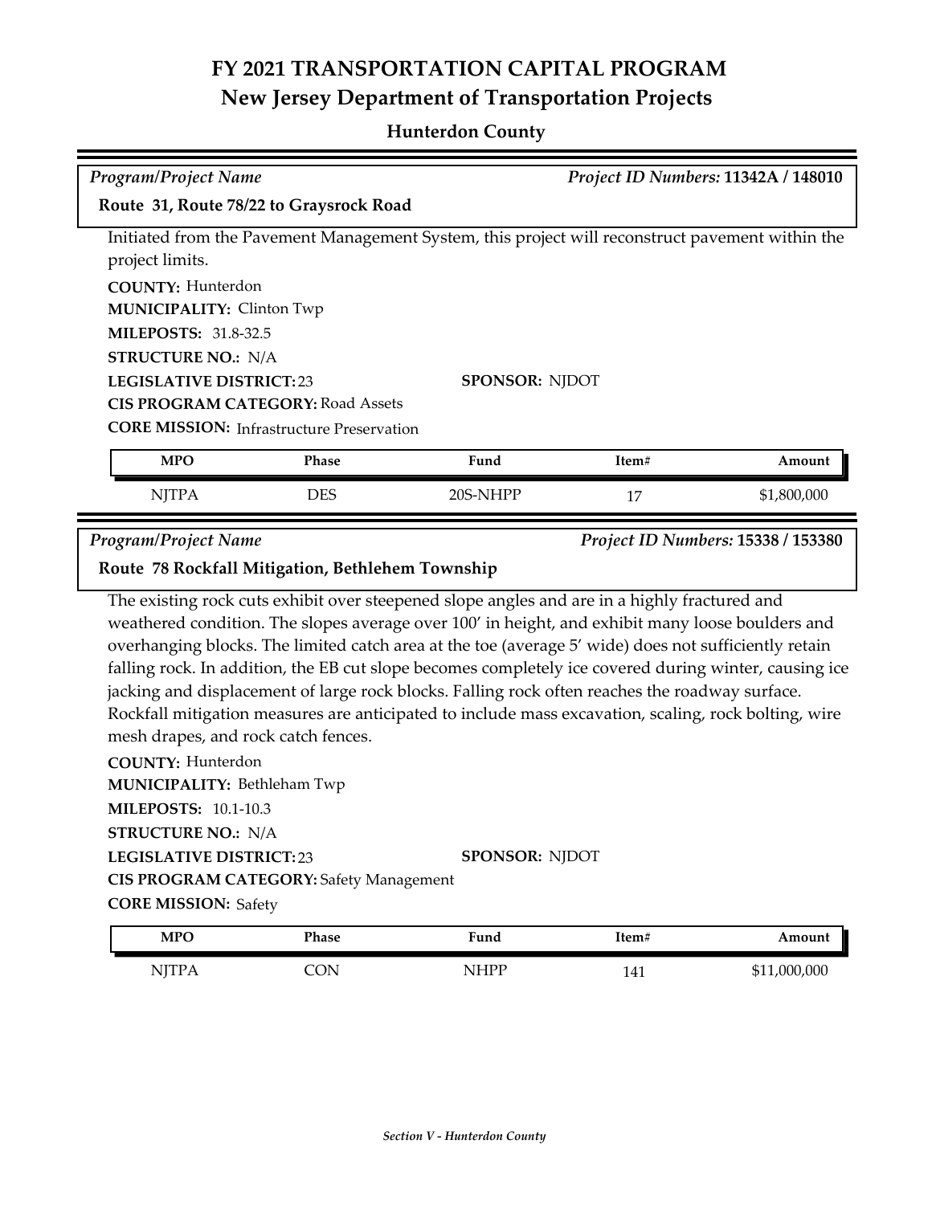# FY 2021 TRANSPORTATION CAPITAL PROGRAM

## New Jersey Department of Transportation Projects

### Hunterdon County

*Program/Project Name* | *Project ID Numbers:* **11342A / 148010**

**Route 31, Route 78/22 to Graysrock Road**

Initiated from the Pavement Management System, this project will reconstruct pavement within the project limits.

**COUNTY:** Hunterdon
**MUNICIPALITY:** Clinton Twp
**MILEPOSTS:** 31.8-32.5
**STRUCTURE NO.:** N/A
**LEGISLATIVE DISTRICT:** 23
**SPONSOR:** NJDOT
**CIS PROGRAM CATEGORY:** Road Assets
**CORE MISSION:** Infrastructure Preservation

| MPO | Phase | Fund | Item# | Amount |
|---|---|---|---|---|
| NJTPA | DES | 20S-NHPP | 17 | $1,800,000 |

*Program/Project Name* | *Project ID Numbers:* **15338 / 153380**

**Route 78 Rockfall Mitigation, Bethlehem Township**

The existing rock cuts exhibit over steepened slope angles and are in a highly fractured and weathered condition. The slopes average over 100' in height, and exhibit many loose boulders and overhanging blocks. The limited catch area at the toe (average 5' wide) does not sufficiently retain falling rock. In addition, the EB cut slope becomes completely ice covered during winter, causing ice jacking and displacement of large rock blocks. Falling rock often reaches the roadway surface. Rockfall mitigation measures are anticipated to include mass excavation, scaling, rock bolting, wire mesh drapes, and rock catch fences.

**COUNTY:** Hunterdon
**MUNICIPALITY:** Bethleham Twp
**MILEPOSTS:** 10.1-10.3
**STRUCTURE NO.:** N/A
**LEGISLATIVE DISTRICT:** 23
**SPONSOR:** NJDOT
**CIS PROGRAM CATEGORY:** Safety Management
**CORE MISSION:** Safety

| MPO | Phase | Fund | Item# | Amount |
|---|---|---|---|---|
| NJTPA | CON | NHPP | 141 | $11,000,000 |

*Section V - Hunterdon County*